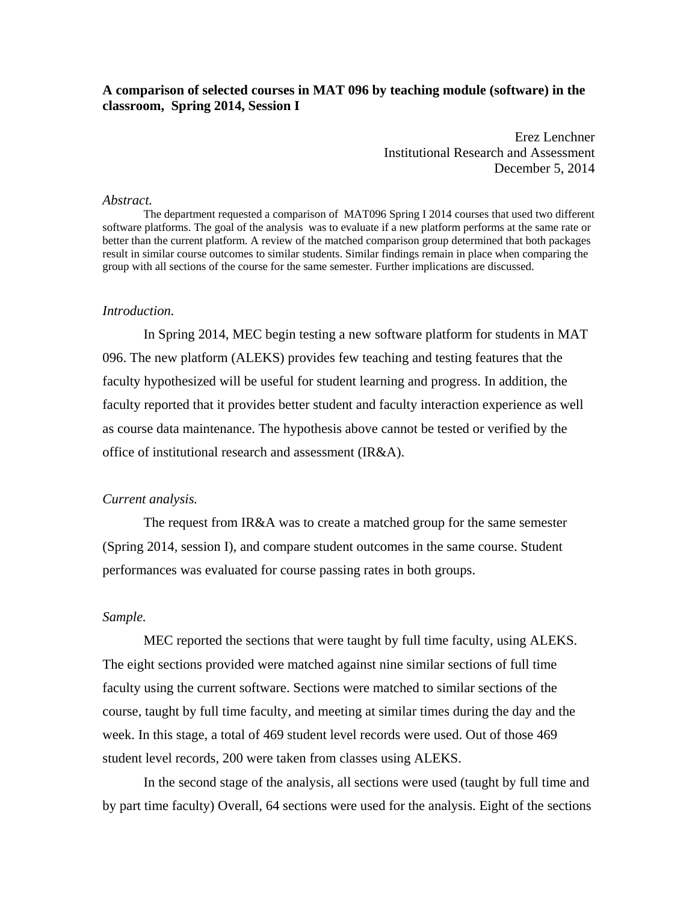**A comparison of selected courses in MAT 096 by teaching module (software) in the classroom, Spring 2014, Session I**

Erez Lenchner
Institutional Research and Assessment
December 5, 2014

*Abstract.*

The department requested a comparison of MAT096 Spring I 2014 courses that used two different software platforms. The goal of the analysis was to evaluate if a new platform performs at the same rate or better than the current platform. A review of the matched comparison group determined that both packages result in similar course outcomes to similar students. Similar findings remain in place when comparing the group with all sections of the course for the same semester. Further implications are discussed.

*Introduction.*

In Spring 2014, MEC begin testing a new software platform for students in MAT 096. The new platform (ALEKS) provides few teaching and testing features that the faculty hypothesized will be useful for student learning and progress. In addition, the faculty reported that it provides better student and faculty interaction experience as well as course data maintenance. The hypothesis above cannot be tested or verified by the office of institutional research and assessment (IR&A).

*Current analysis.*

The request from IR&A was to create a matched group for the same semester (Spring 2014, session I), and compare student outcomes in the same course. Student performances was evaluated for course passing rates in both groups.

*Sample.*

MEC reported the sections that were taught by full time faculty, using ALEKS. The eight sections provided were matched against nine similar sections of full time faculty using the current software. Sections were matched to similar sections of the course, taught by full time faculty, and meeting at similar times during the day and the week. In this stage, a total of 469 student level records were used. Out of those 469 student level records, 200 were taken from classes using ALEKS.

In the second stage of the analysis, all sections were used (taught by full time and by part time faculty) Overall, 64 sections were used for the analysis. Eight of the sections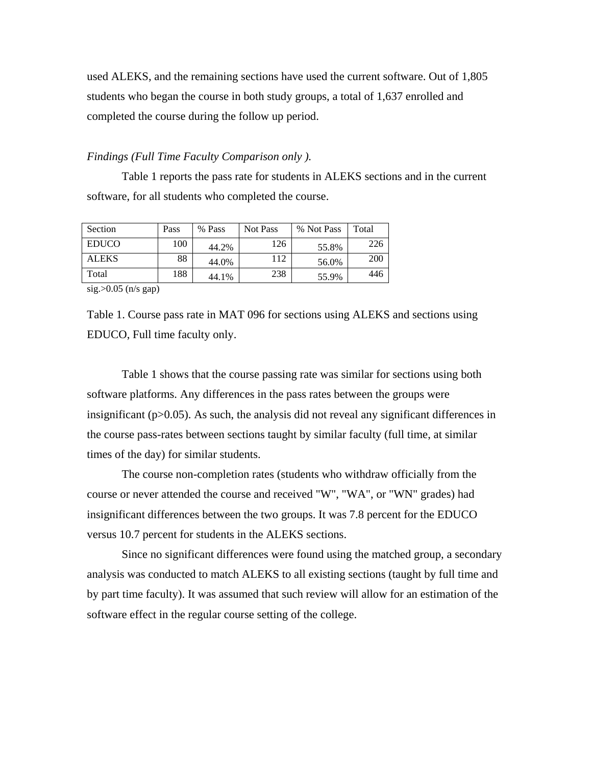used ALEKS, and the remaining sections have used the current software. Out of 1,805 students who began the course in both study groups, a total of 1,637 enrolled and completed the course during the follow up period.

*Findings (Full Time Faculty Comparison only ).*

Table 1 reports the pass rate for students in ALEKS sections and in the current software, for all students who completed the course.

| Section | Pass | % Pass | Not Pass | % Not Pass | Total |
|---|---|---|---|---|---|
| EDUCO | 100 | 44.2% | 126 | 55.8% | 226 |
| ALEKS | 88 | 44.0% | 112 | 56.0% | 200 |
| Total | 188 | 44.1% | 238 | 55.9% | 446 |

sig.>0.05 (n/s gap)

Table 1. Course pass rate in MAT 096 for sections using ALEKS and sections using EDUCO, Full time faculty only.

Table 1 shows that the course passing rate was similar for sections using both software platforms. Any differences in the pass rates between the groups were insignificant ($p>0.05$). As such, the analysis did not reveal any significant differences in the course pass-rates between sections taught by similar faculty (full time, at similar times of the day) for similar students.

The course non-completion rates (students who withdraw officially from the course or never attended the course and received "W", "WA", or "WN" grades) had insignificant differences between the two groups. It was 7.8 percent for the EDUCO versus 10.7 percent for students in the ALEKS sections.

Since no significant differences were found using the matched group, a secondary analysis was conducted to match ALEKS to all existing sections (taught by full time and by part time faculty). It was assumed that such review will allow for an estimation of the software effect in the regular course setting of the college.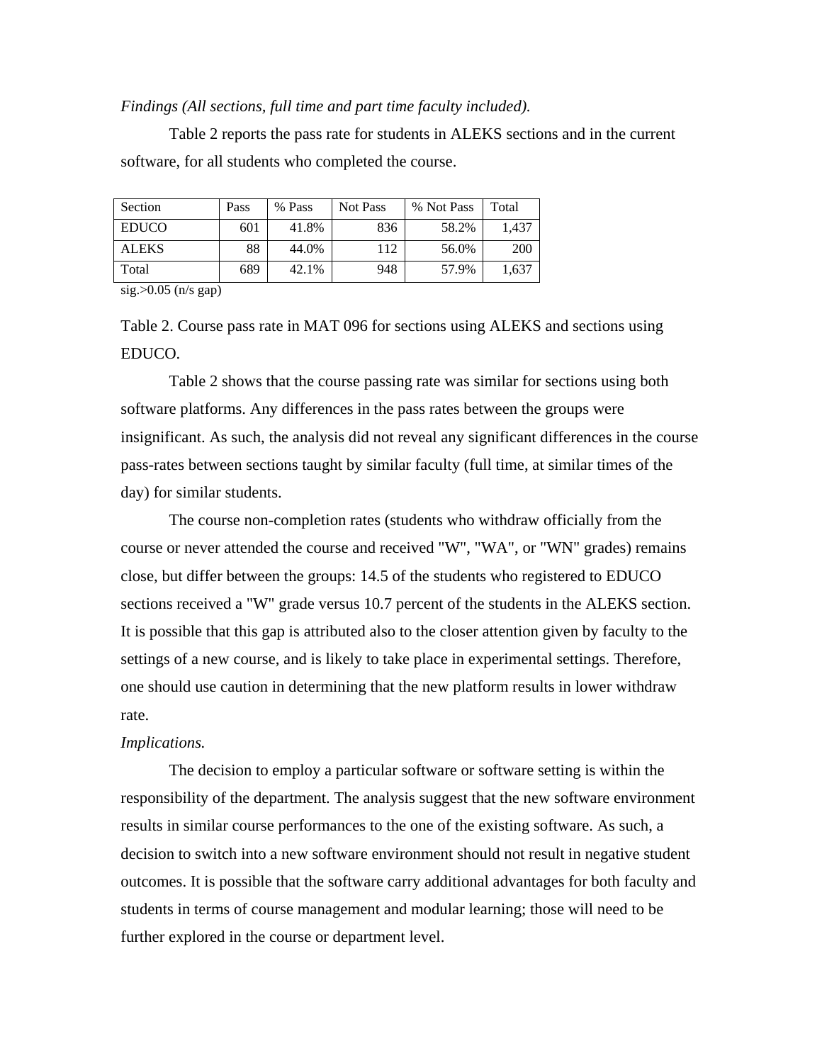*Findings (All sections, full time and part time faculty included).*

Table 2 reports the pass rate for students in ALEKS sections and in the current software, for all students who completed the course.

| Section | Pass | % Pass | Not Pass | % Not Pass | Total |
|---|---|---|---|---|---|
| EDUCO | 601 | 41.8% | 836 | 58.2% | 1,437 |
| ALEKS | 88 | 44.0% | 112 | 56.0% | 200 |
| Total | 689 | 42.1% | 948 | 57.9% | 1,637 |

sig.>0.05 (n/s gap)

Table 2. Course pass rate in MAT 096 for sections using ALEKS and sections using EDUCO.

Table 2 shows that the course passing rate was similar for sections using both software platforms. Any differences in the pass rates between the groups were insignificant. As such, the analysis did not reveal any significant differences in the course pass-rates between sections taught by similar faculty (full time, at similar times of the day) for similar students.

The course non-completion rates (students who withdraw officially from the course or never attended the course and received "W", "WA", or "WN" grades) remains close, but differ between the groups: 14.5 of the students who registered to EDUCO sections received a "W" grade versus 10.7 percent of the students in the ALEKS section. It is possible that this gap is attributed also to the closer attention given by faculty to the settings of a new course, and is likely to take place in experimental settings. Therefore, one should use caution in determining that the new platform results in lower withdraw rate.

*Implications.*

The decision to employ a particular software or software setting is within the responsibility of the department. The analysis suggest that the new software environment results in similar course performances to the one of the existing software. As such, a decision to switch into a new software environment should not result in negative student outcomes. It is possible that the software carry additional advantages for both faculty and students in terms of course management and modular learning; those will need to be further explored in the course or department level.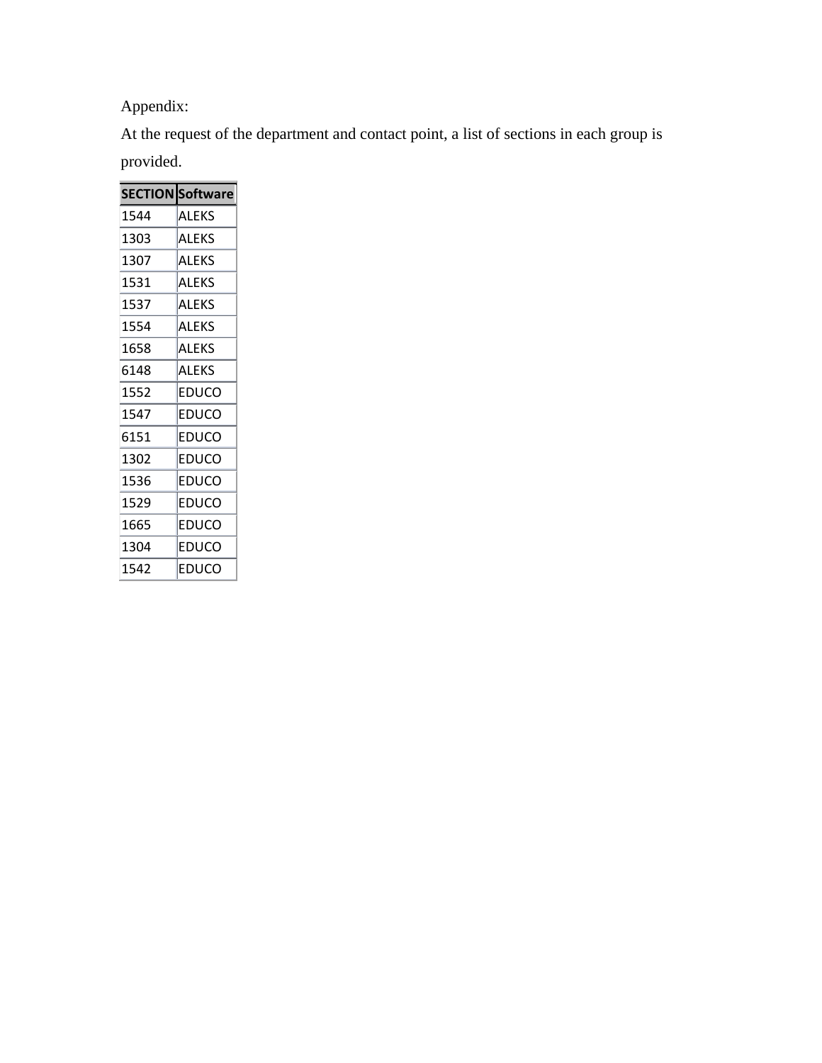Appendix:

At the request of the department and contact point, a list of sections in each group is provided.

| SECTION | Software |
| --- | --- |
| 1544 | ALEKS |
| 1303 | ALEKS |
| 1307 | ALEKS |
| 1531 | ALEKS |
| 1537 | ALEKS |
| 1554 | ALEKS |
| 1658 | ALEKS |
| 6148 | ALEKS |
| 1552 | EDUCO |
| 1547 | EDUCO |
| 6151 | EDUCO |
| 1302 | EDUCO |
| 1536 | EDUCO |
| 1529 | EDUCO |
| 1665 | EDUCO |
| 1304 | EDUCO |
| 1542 | EDUCO |